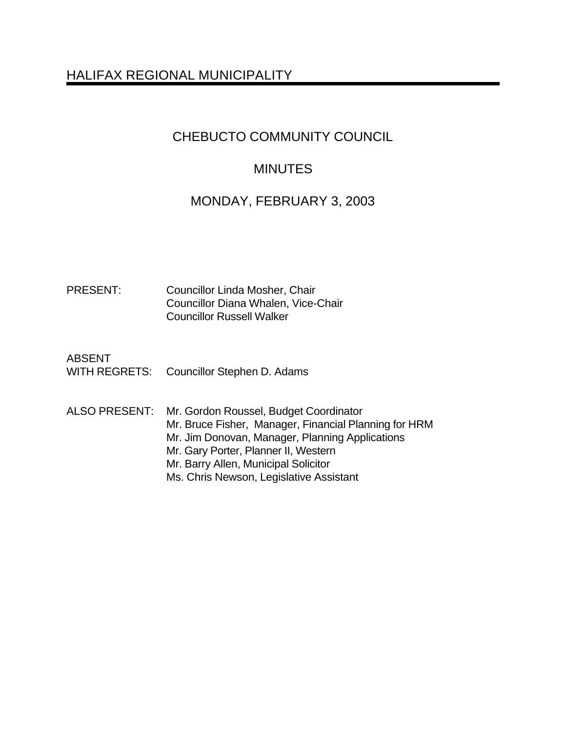# HALIFAX REGIONAL MUNICIPALITY

## CHEBUCTO COMMUNITY COUNCIL

## MINUTES

## MONDAY, FEBRUARY 3, 2003

PRESENT: Councillor Linda Mosher, Chair
Councillor Diana Whalen, Vice-Chair
Councillor Russell Walker

ABSENT WITH REGRETS: Councillor Stephen D. Adams

ALSO PRESENT: Mr. Gordon Roussel, Budget Coordinator
Mr. Bruce Fisher, Manager, Financial Planning for HRM
Mr. Jim Donovan, Manager, Planning Applications
Mr. Gary Porter, Planner II, Western
Mr. Barry Allen, Municipal Solicitor
Ms. Chris Newson, Legislative Assistant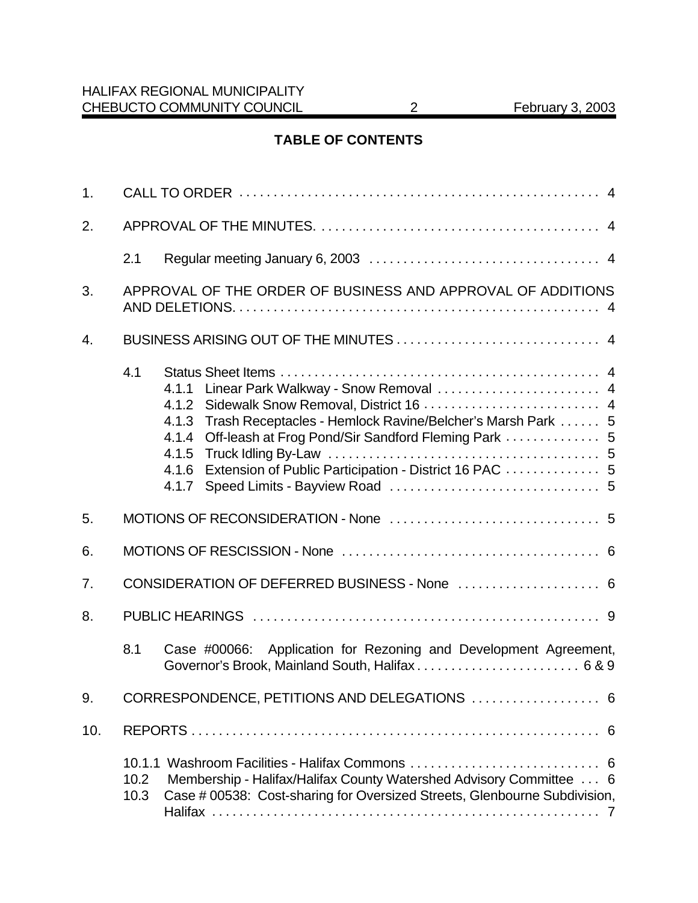## TABLE OF CONTENTS

1. CALL TO ORDER . . . . . . . . . . . . . . . . . . . . . . . . . . . . . . . . . . . . . . . . . . . . . . . . . . . . 4

2. APPROVAL OF THE MINUTES. . . . . . . . . . . . . . . . . . . . . . . . . . . . . . . . . . . . . . . . . . 4

   2.1 Regular meeting January 6, 2003 . . . . . . . . . . . . . . . . . . . . . . . . . . . . . . . . . . 4

3. APPROVAL OF THE ORDER OF BUSINESS AND APPROVAL OF ADDITIONS AND DELETIONS. . . . . . . . . . . . . . . . . . . . . . . . . . . . . . . . . . . . . . . . . . . . . . . . . . . . . 4

4. BUSINESS ARISING OUT OF THE MINUTES . . . . . . . . . . . . . . . . . . . . . . . . . . . . . . 4

   4.1 Status Sheet Items . . . . . . . . . . . . . . . . . . . . . . . . . . . . . . . . . . . . . . . . . . . . . . . . 4
      4.1.1 Linear Park Walkway - Snow Removal . . . . . . . . . . . . . . . . . . . . . . . . 4
      4.1.2 Sidewalk Snow Removal, District 16 . . . . . . . . . . . . . . . . . . . . . . . . . . 4
      4.1.3 Trash Receptacles - Hemlock Ravine/Belcher's Marsh Park . . . . . . 5
      4.1.4 Off-leash at Frog Pond/Sir Sandford Fleming Park . . . . . . . . . . . . . . 5
      4.1.5 Truck Idling By-Law . . . . . . . . . . . . . . . . . . . . . . . . . . . . . . . . . . . . . . . . 5
      4.1.6 Extension of Public Participation - District 16 PAC . . . . . . . . . . . . . . 5
      4.1.7 Speed Limits - Bayview Road . . . . . . . . . . . . . . . . . . . . . . . . . . . . . . . 5

5. MOTIONS OF RECONSIDERATION - None . . . . . . . . . . . . . . . . . . . . . . . . . . . . . . . 5

6. MOTIONS OF RESCISSION - None . . . . . . . . . . . . . . . . . . . . . . . . . . . . . . . . . . . . . . 6

7. CONSIDERATION OF DEFERRED BUSINESS - None . . . . . . . . . . . . . . . . . . . . . 6

8. PUBLIC HEARINGS . . . . . . . . . . . . . . . . . . . . . . . . . . . . . . . . . . . . . . . . . . . . . . . . . . . . 9

   8.1 Case #00066: Application for Rezoning and Development Agreement, Governor's Brook, Mainland South, Halifax . . . . . . . . . . . . . . . . . . . . . . . . . 6 & 9

9. CORRESPONDENCE, PETITIONS AND DELEGATIONS . . . . . . . . . . . . . . . . . . . 6

10. REPORTS . . . . . . . . . . . . . . . . . . . . . . . . . . . . . . . . . . . . . . . . . . . . . . . . . . . . . . . . . . . . . 6

   10.1.1 Washroom Facilities - Halifax Commons . . . . . . . . . . . . . . . . . . . . . . . . . . . . 6
   10.2 Membership - Halifax/Halifax County Watershed Advisory Committee . . . 6
   10.3 Case # 00538: Cost-sharing for Oversized Streets, Glenbourne Subdivision, Halifax . . . . . . . . . . . . . . . . . . . . . . . . . . . . . . . . . . . . . . . . . . . . . . . . . . . . . . . . . 7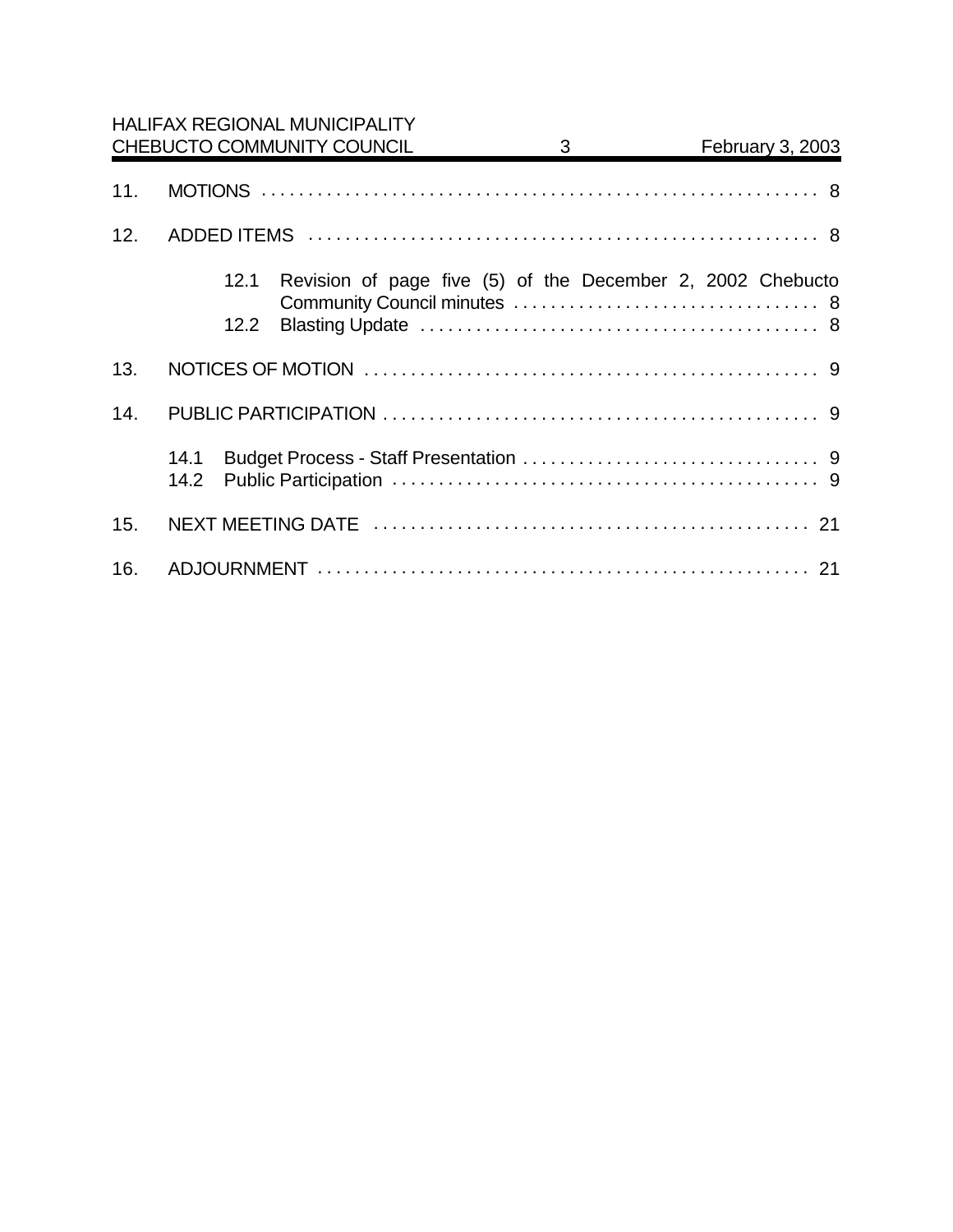11. MOTIONS . . . . . . . . . . . . . . . . . . . . . . . . . . . . . . . . . . . . . . . . . . . . . . . . . . . . . . . . . . . . 8

12. ADDED ITEMS . . . . . . . . . . . . . . . . . . . . . . . . . . . . . . . . . . . . . . . . . . . . . . . . . . . . . . . . 8

    12.1 Revision of page five (5) of the December 2, 2002 Chebucto Community Council minutes . . . . . . . . . . . . . . . . . . . . . . . . . . . . . . . . 8
    12.2 Blasting Update . . . . . . . . . . . . . . . . . . . . . . . . . . . . . . . . . . . . . . . . . . . 8

13. NOTICES OF MOTION . . . . . . . . . . . . . . . . . . . . . . . . . . . . . . . . . . . . . . . . . . . . . . . . . . 9

14. PUBLIC PARTICIPATION . . . . . . . . . . . . . . . . . . . . . . . . . . . . . . . . . . . . . . . . . . . . . . . . 9

    14.1 Budget Process - Staff Presentation . . . . . . . . . . . . . . . . . . . . . . . . . . . . . . . . 9
    14.2 Public Participation . . . . . . . . . . . . . . . . . . . . . . . . . . . . . . . . . . . . . . . . . . . . . . . 9

15. NEXT MEETING DATE . . . . . . . . . . . . . . . . . . . . . . . . . . . . . . . . . . . . . . . . . . . . . . . . 21

16. ADJOURNMENT . . . . . . . . . . . . . . . . . . . . . . . . . . . . . . . . . . . . . . . . . . . . . . . . . . . . . 21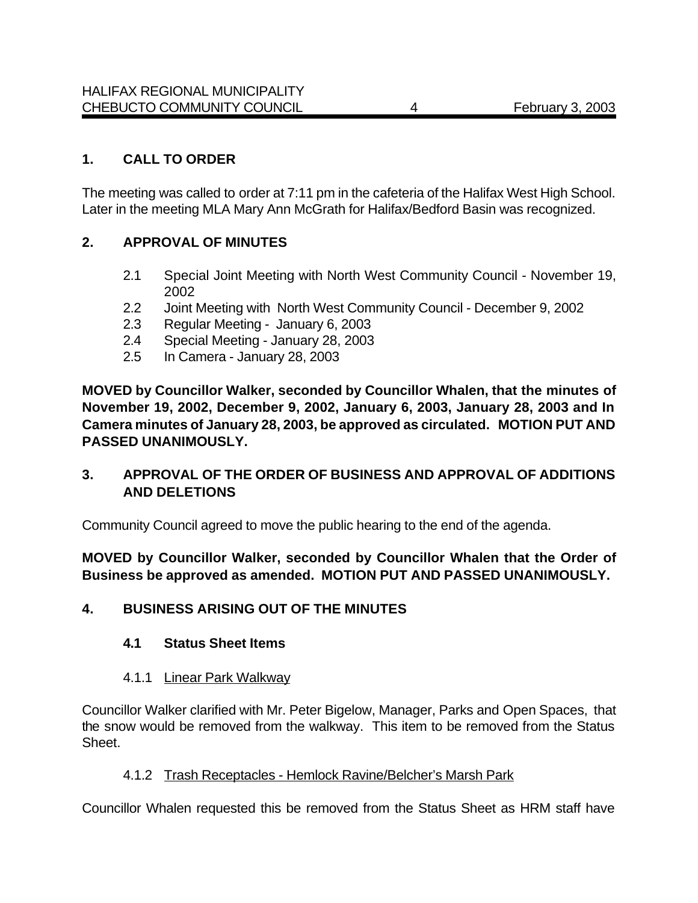## 1. CALL TO ORDER

The meeting was called to order at 7:11 pm in the cafeteria of the Halifax West High School. Later in the meeting MLA Mary Ann McGrath for Halifax/Bedford Basin was recognized.

## 2. APPROVAL OF MINUTES

2.1 Special Joint Meeting with North West Community Council - November 19, 2002
2.2 Joint Meeting with North West Community Council - December 9, 2002
2.3 Regular Meeting - January 6, 2003
2.4 Special Meeting - January 28, 2003
2.5 In Camera - January 28, 2003

**MOVED by Councillor Walker, seconded by Councillor Whalen, that the minutes of November 19, 2002, December 9, 2002, January 6, 2003, January 28, 2003 and In Camera minutes of January 28, 2003, be approved as circulated. MOTION PUT AND PASSED UNANIMOUSLY.**

## 3. APPROVAL OF THE ORDER OF BUSINESS AND APPROVAL OF ADDITIONS AND DELETIONS

Community Council agreed to move the public hearing to the end of the agenda.

**MOVED by Councillor Walker, seconded by Councillor Whalen that the Order of Business be approved as amended. MOTION PUT AND PASSED UNANIMOUSLY.**

## 4. BUSINESS ARISING OUT OF THE MINUTES

### 4.1 Status Sheet Items

4.1.1 Linear Park Walkway

Councillor Walker clarified with Mr. Peter Bigelow, Manager, Parks and Open Spaces, that the snow would be removed from the walkway. This item to be removed from the Status Sheet.

4.1.2 Trash Receptacles - Hemlock Ravine/Belcher's Marsh Park

Councillor Whalen requested this be removed from the Status Sheet as HRM staff have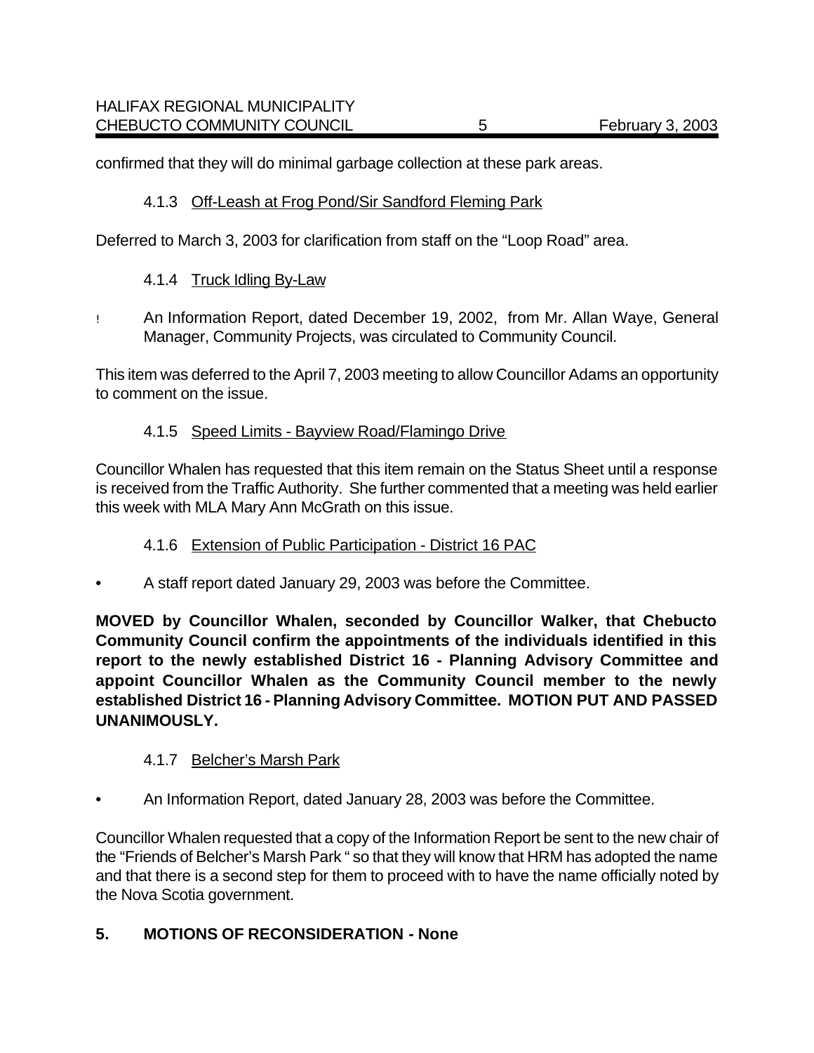confirmed that they will do minimal garbage collection at these park areas.

4.1.3 Off-Leash at Frog Pond/Sir Sandford Fleming Park

Deferred to March 3, 2003 for clarification from staff on the "Loop Road" area.

4.1.4 Truck Idling By-Law

- An Information Report, dated December 19, 2002, from Mr. Allan Waye, General Manager, Community Projects, was circulated to Community Council.

This item was deferred to the April 7, 2003 meeting to allow Councillor Adams an opportunity to comment on the issue.

4.1.5 Speed Limits - Bayview Road/Flamingo Drive

Councillor Whalen has requested that this item remain on the Status Sheet until a response is received from the Traffic Authority. She further commented that a meeting was held earlier this week with MLA Mary Ann McGrath on this issue.

4.1.6 Extension of Public Participation - District 16 PAC

- A staff report dated January 29, 2003 was before the Committee.

**MOVED by Councillor Whalen, seconded by Councillor Walker, that Chebucto Community Council confirm the appointments of the individuals identified in this report to the newly established District 16 - Planning Advisory Committee and appoint Councillor Whalen as the Community Council member to the newly established District 16 - Planning Advisory Committee. MOTION PUT AND PASSED UNANIMOUSLY.**

4.1.7 Belcher's Marsh Park

- An Information Report, dated January 28, 2003 was before the Committee.

Councillor Whalen requested that a copy of the Information Report be sent to the new chair of the "Friends of Belcher's Marsh Park " so that they will know that HRM has adopted the name and that there is a second step for them to proceed with to have the name officially noted by the Nova Scotia government.

## 5. MOTIONS OF RECONSIDERATION - None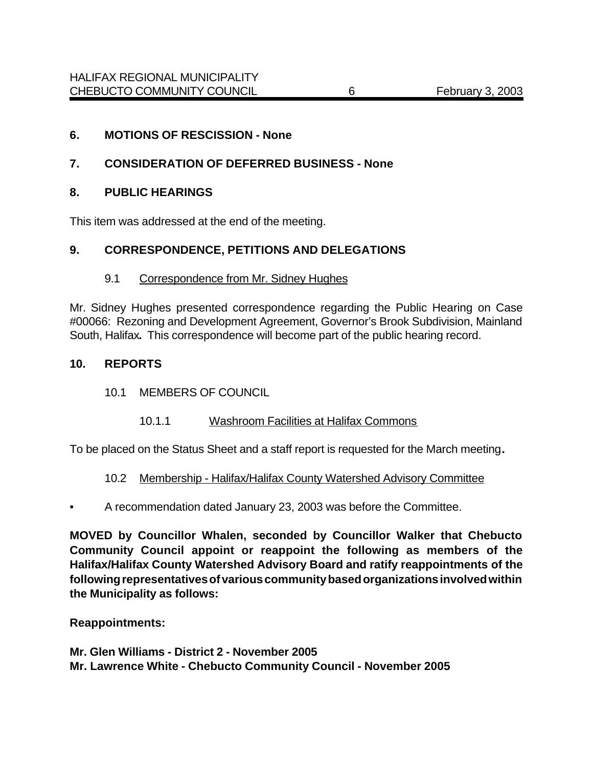## 6. MOTIONS OF RESCISSION - None

## 7. CONSIDERATION OF DEFERRED BUSINESS - None

## 8. PUBLIC HEARINGS

This item was addressed at the end of the meeting.

## 9. CORRESPONDENCE, PETITIONS AND DELEGATIONS

### 9.1 Correspondence from Mr. Sidney Hughes

Mr. Sidney Hughes presented correspondence regarding the Public Hearing on Case #00066: Rezoning and Development Agreement, Governor's Brook Subdivision, Mainland South, Halifax**.** This correspondence will become part of the public hearing record.

## 10. REPORTS

### 10.1 MEMBERS OF COUNCIL

#### 10.1.1 Washroom Facilities at Halifax Commons

To be placed on the Status Sheet and a staff report is requested for the March meeting**.**

### 10.2 Membership - Halifax/Halifax County Watershed Advisory Committee

- A recommendation dated January 23, 2003 was before the Committee.

**MOVED by Councillor Whalen, seconded by Councillor Walker that Chebucto Community Council appoint or reappoint the following as members of the Halifax/Halifax County Watershed Advisory Board and ratify reappointments of the following representatives of various community based organizations involved within the Municipality as follows:**

**Reappointments:**

**Mr. Glen Williams - District 2 - November 2005**
**Mr. Lawrence White - Chebucto Community Council - November 2005**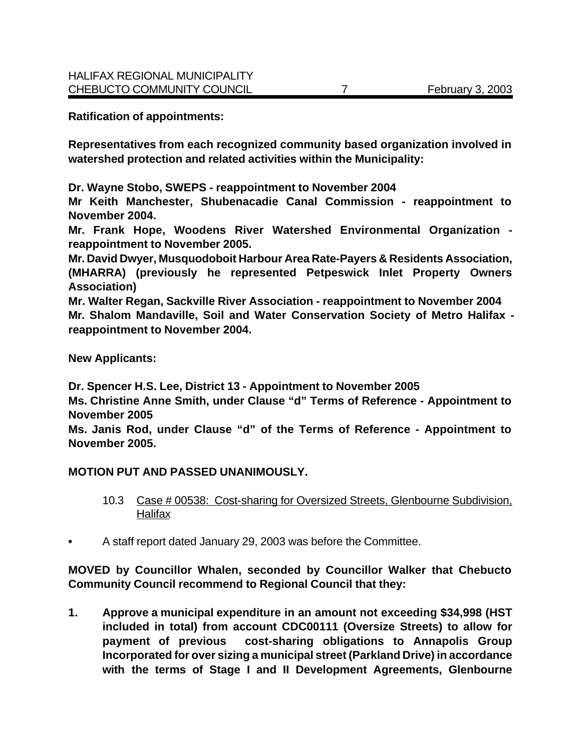**Ratification of appointments:**

**Representatives from each recognized community based organization involved in watershed protection and related activities within the Municipality:**

**Dr. Wayne Stobo, SWEPS - reappointment to November 2004**
**Mr Keith Manchester, Shubenacadie Canal Commission - reappointment to November 2004.**
**Mr. Frank Hope, Woodens River Watershed Environmental Organization - reappointment to November 2005.**
**Mr. David Dwyer, Musquodoboit Harbour Area Rate-Payers & Residents Association, (MHARRA) (previously he represented Petpeswick Inlet Property Owners Association)**
**Mr. Walter Regan, Sackville River Association - reappointment to November 2004**
**Mr. Shalom Mandaville, Soil and Water Conservation Society of Metro Halifax - reappointment to November 2004.**

**New Applicants:**

**Dr. Spencer H.S. Lee, District 13 - Appointment to November 2005**
**Ms. Christine Anne Smith, under Clause "d" Terms of Reference - Appointment to November 2005**
**Ms. Janis Rod, under Clause "d" of the Terms of Reference - Appointment to November 2005.**

**MOTION PUT AND PASSED UNANIMOUSLY.**

10.3 Case # 00538: Cost-sharing for Oversized Streets, Glenbourne Subdivision, Halifax

- A staff report dated January 29, 2003 was before the Committee.

**MOVED by Councillor Whalen, seconded by Councillor Walker that Chebucto Community Council recommend to Regional Council that they:**

1. **Approve a municipal expenditure in an amount not exceeding $34,998 (HST included in total) from account CDC00111 (Oversize Streets) to allow for payment of previous cost-sharing obligations to Annapolis Group Incorporated for over sizing a municipal street (Parkland Drive) in accordance with the terms of Stage I and II Development Agreements, Glenbourne**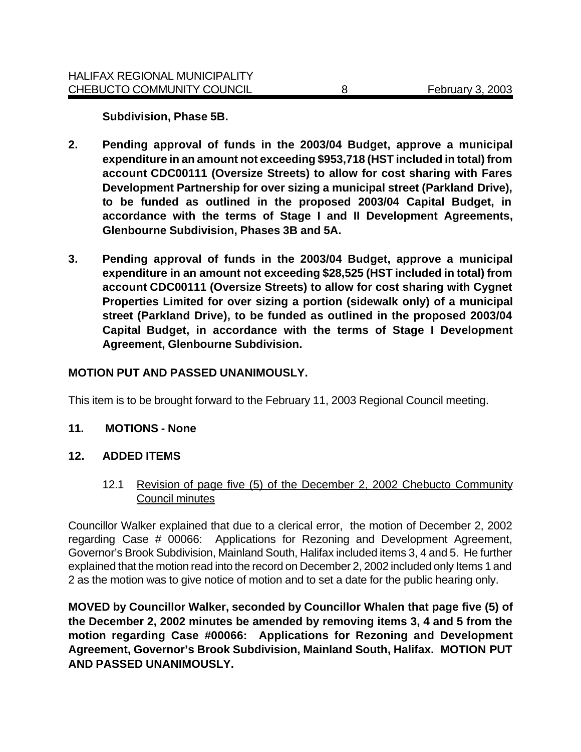**Subdivision, Phase 5B.**

2. **Pending approval of funds in the 2003/04 Budget, approve a municipal expenditure in an amount not exceeding $953,718 (HST included in total) from account CDC00111 (Oversize Streets) to allow for cost sharing with Fares Development Partnership for over sizing a municipal street (Parkland Drive), to be funded as outlined in the proposed 2003/04 Capital Budget, in accordance with the terms of Stage I and II Development Agreements, Glenbourne Subdivision, Phases 3B and 5A.**

3. **Pending approval of funds in the 2003/04 Budget, approve a municipal expenditure in an amount not exceeding $28,525 (HST included in total) from account CDC00111 (Oversize Streets) to allow for cost sharing with Cygnet Properties Limited for over sizing a portion (sidewalk only) of a municipal street (Parkland Drive), to be funded as outlined in the proposed 2003/04 Capital Budget, in accordance with the terms of Stage I Development Agreement, Glenbourne Subdivision.**

**MOTION PUT AND PASSED UNANIMOUSLY.**

This item is to be brought forward to the February 11, 2003 Regional Council meeting.

## 11. MOTIONS - None

## 12. ADDED ITEMS

12.1 Revision of page five (5) of the December 2, 2002 Chebucto Community Council minutes

Councillor Walker explained that due to a clerical error, the motion of December 2, 2002 regarding Case # 00066: Applications for Rezoning and Development Agreement, Governor's Brook Subdivision, Mainland South, Halifax included items 3, 4 and 5. He further explained that the motion read into the record on December 2, 2002 included only Items 1 and 2 as the motion was to give notice of motion and to set a date for the public hearing only.

**MOVED by Councillor Walker, seconded by Councillor Whalen that page five (5) of the December 2, 2002 minutes be amended by removing items 3, 4 and 5 from the motion regarding Case #00066: Applications for Rezoning and Development Agreement, Governor's Brook Subdivision, Mainland South, Halifax. MOTION PUT AND PASSED UNANIMOUSLY.**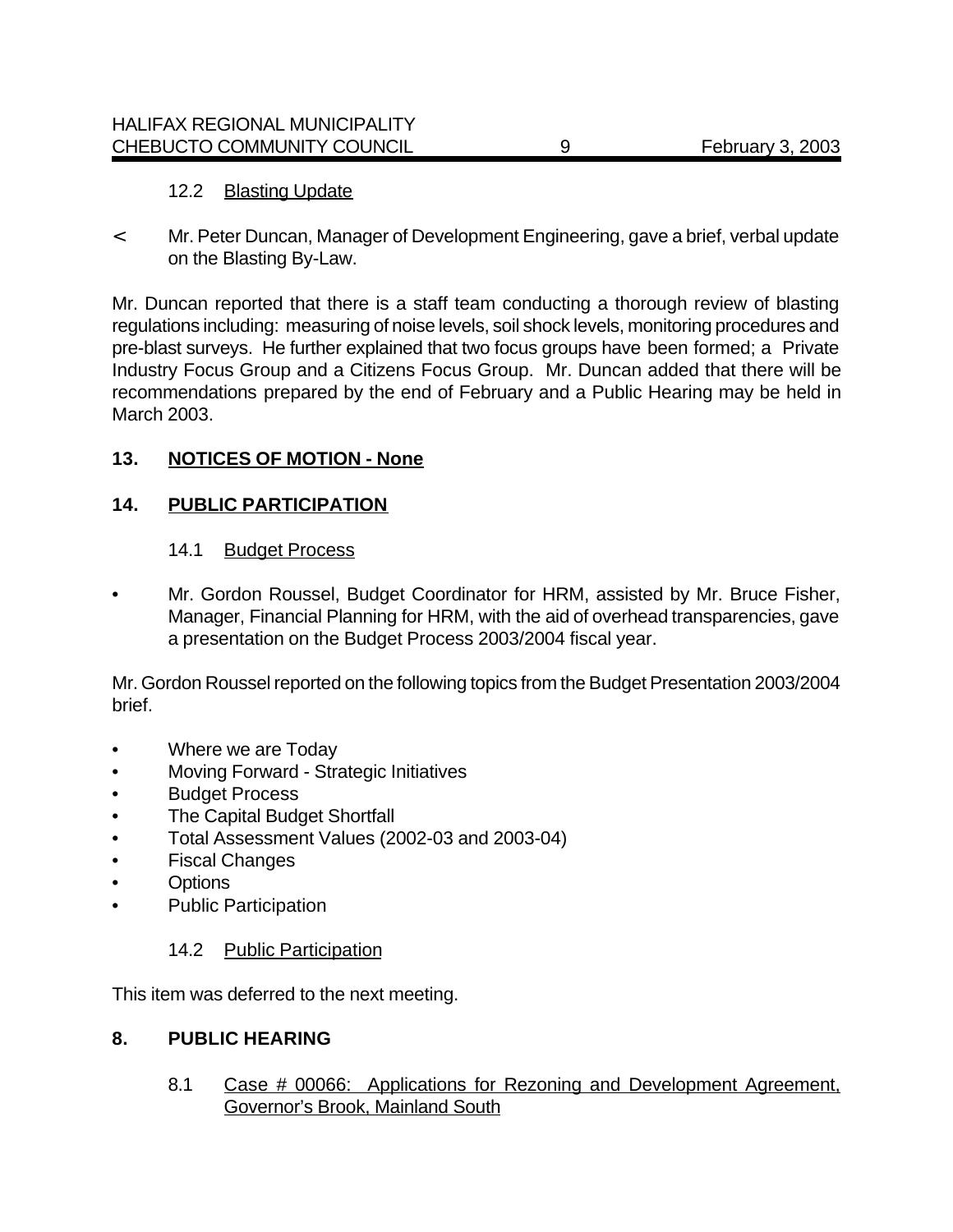12.2 Blasting Update

< Mr. Peter Duncan, Manager of Development Engineering, gave a brief, verbal update on the Blasting By-Law.

Mr. Duncan reported that there is a staff team conducting a thorough review of blasting regulations including: measuring of noise levels, soil shock levels, monitoring procedures and pre-blast surveys. He further explained that two focus groups have been formed; a Private Industry Focus Group and a Citizens Focus Group. Mr. Duncan added that there will be recommendations prepared by the end of February and a Public Hearing may be held in March 2003.

## 13. NOTICES OF MOTION - None

## 14. PUBLIC PARTICIPATION

14.1 Budget Process

- Mr. Gordon Roussel, Budget Coordinator for HRM, assisted by Mr. Bruce Fisher, Manager, Financial Planning for HRM, with the aid of overhead transparencies, gave a presentation on the Budget Process 2003/2004 fiscal year.

Mr. Gordon Roussel reported on the following topics from the Budget Presentation 2003/2004 brief.

- Where we are Today
- Moving Forward - Strategic Initiatives
- Budget Process
- The Capital Budget Shortfall
- Total Assessment Values (2002-03 and 2003-04)
- Fiscal Changes
- Options
- Public Participation

14.2 Public Participation

This item was deferred to the next meeting.

## 8. PUBLIC HEARING

8.1 Case # 00066: Applications for Rezoning and Development Agreement, Governor's Brook, Mainland South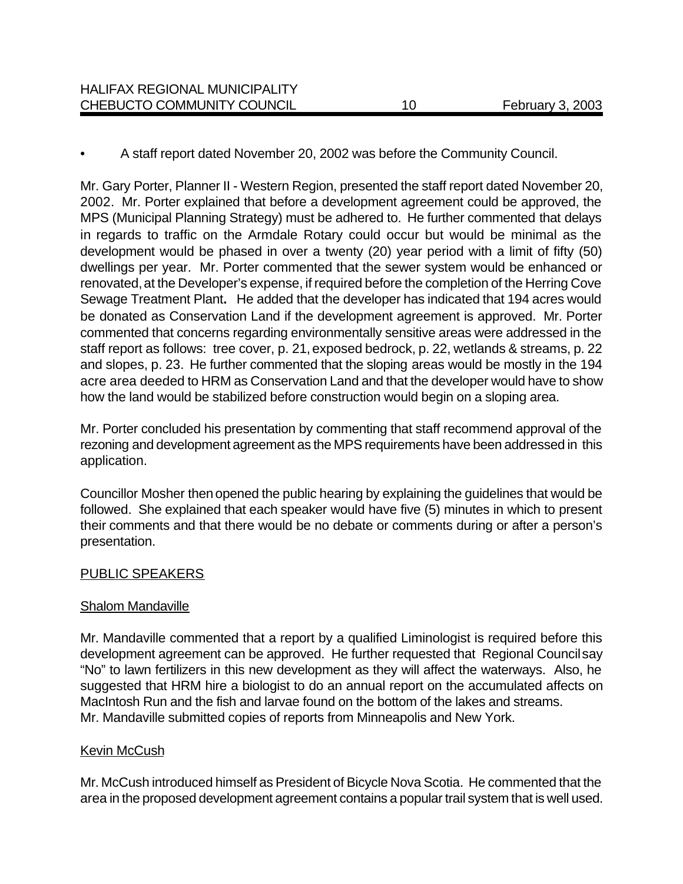- A staff report dated November 20, 2002 was before the Community Council.

Mr. Gary Porter, Planner II - Western Region, presented the staff report dated November 20, 2002. Mr. Porter explained that before a development agreement could be approved, the MPS (Municipal Planning Strategy) must be adhered to. He further commented that delays in regards to traffic on the Armdale Rotary could occur but would be minimal as the development would be phased in over a twenty (20) year period with a limit of fifty (50) dwellings per year. Mr. Porter commented that the sewer system would be enhanced or renovated, at the Developer's expense, if required before the completion of the Herring Cove Sewage Treatment Plant**.** He added that the developer has indicated that 194 acres would be donated as Conservation Land if the development agreement is approved. Mr. Porter commented that concerns regarding environmentally sensitive areas were addressed in the staff report as follows: tree cover, p. 21, exposed bedrock, p. 22, wetlands & streams, p. 22 and slopes, p. 23. He further commented that the sloping areas would be mostly in the 194 acre area deeded to HRM as Conservation Land and that the developer would have to show how the land would be stabilized before construction would begin on a sloping area.

Mr. Porter concluded his presentation by commenting that staff recommend approval of the rezoning and development agreement as the MPS requirements have been addressed in this application.

Councillor Mosher then opened the public hearing by explaining the guidelines that would be followed. She explained that each speaker would have five (5) minutes in which to present their comments and that there would be no debate or comments during or after a person's presentation.

<u>PUBLIC SPEAKERS</u>

<u>Shalom Mandaville</u>

Mr. Mandaville commented that a report by a qualified Liminologist is required before this development agreement can be approved. He further requested that Regional Council say "No" to lawn fertilizers in this new development as they will affect the waterways. Also, he suggested that HRM hire a biologist to do an annual report on the accumulated affects on MacIntosh Run and the fish and larvae found on the bottom of the lakes and streams. Mr. Mandaville submitted copies of reports from Minneapolis and New York.

<u>Kevin McCush</u>

Mr. McCush introduced himself as President of Bicycle Nova Scotia. He commented that the area in the proposed development agreement contains a popular trail system that is well used.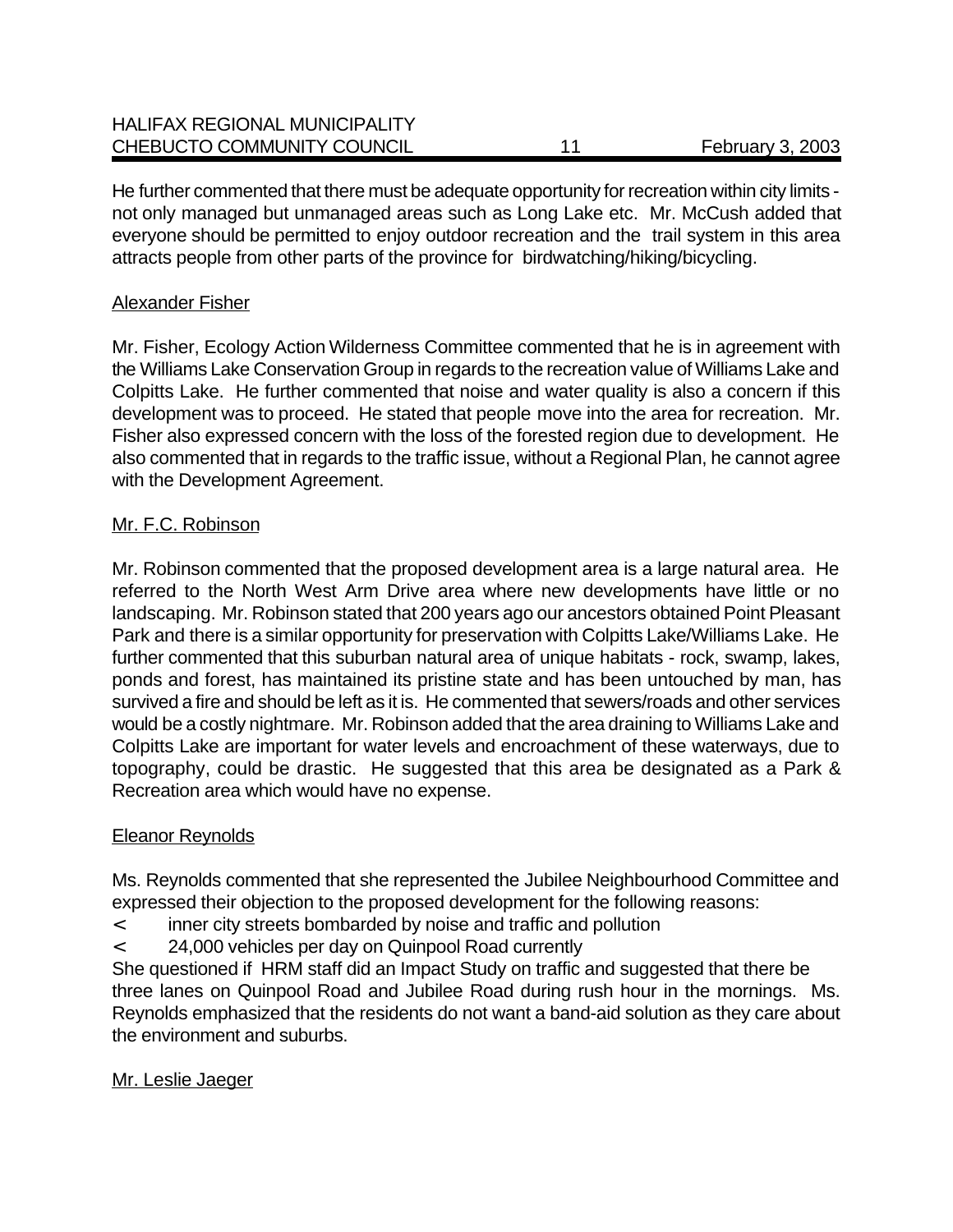He further commented that there must be adequate opportunity for recreation within city limits - not only managed but unmanaged areas such as Long Lake etc. Mr. McCush added that everyone should be permitted to enjoy outdoor recreation and the trail system in this area attracts people from other parts of the province for birdwatching/hiking/bicycling.

Alexander Fisher

Mr. Fisher, Ecology Action Wilderness Committee commented that he is in agreement with the Williams Lake Conservation Group in regards to the recreation value of Williams Lake and Colpitts Lake. He further commented that noise and water quality is also a concern if this development was to proceed. He stated that people move into the area for recreation. Mr. Fisher also expressed concern with the loss of the forested region due to development. He also commented that in regards to the traffic issue, without a Regional Plan, he cannot agree with the Development Agreement.

Mr. F.C. Robinson

Mr. Robinson commented that the proposed development area is a large natural area. He referred to the North West Arm Drive area where new developments have little or no landscaping. Mr. Robinson stated that 200 years ago our ancestors obtained Point Pleasant Park and there is a similar opportunity for preservation with Colpitts Lake/Williams Lake. He further commented that this suburban natural area of unique habitats - rock, swamp, lakes, ponds and forest, has maintained its pristine state and has been untouched by man, has survived a fire and should be left as it is. He commented that sewers/roads and other services would be a costly nightmare. Mr. Robinson added that the area draining to Williams Lake and Colpitts Lake are important for water levels and encroachment of these waterways, due to topography, could be drastic. He suggested that this area be designated as a Park & Recreation area which would have no expense.

Eleanor Reynolds

Ms. Reynolds commented that she represented the Jubilee Neighbourhood Committee and expressed their objection to the proposed development for the following reasons:

- inner city streets bombarded by noise and traffic and pollution
- 24,000 vehicles per day on Quinpool Road currently

She questioned if HRM staff did an Impact Study on traffic and suggested that there be three lanes on Quinpool Road and Jubilee Road during rush hour in the mornings. Ms. Reynolds emphasized that the residents do not want a band-aid solution as they care about the environment and suburbs.

Mr. Leslie Jaeger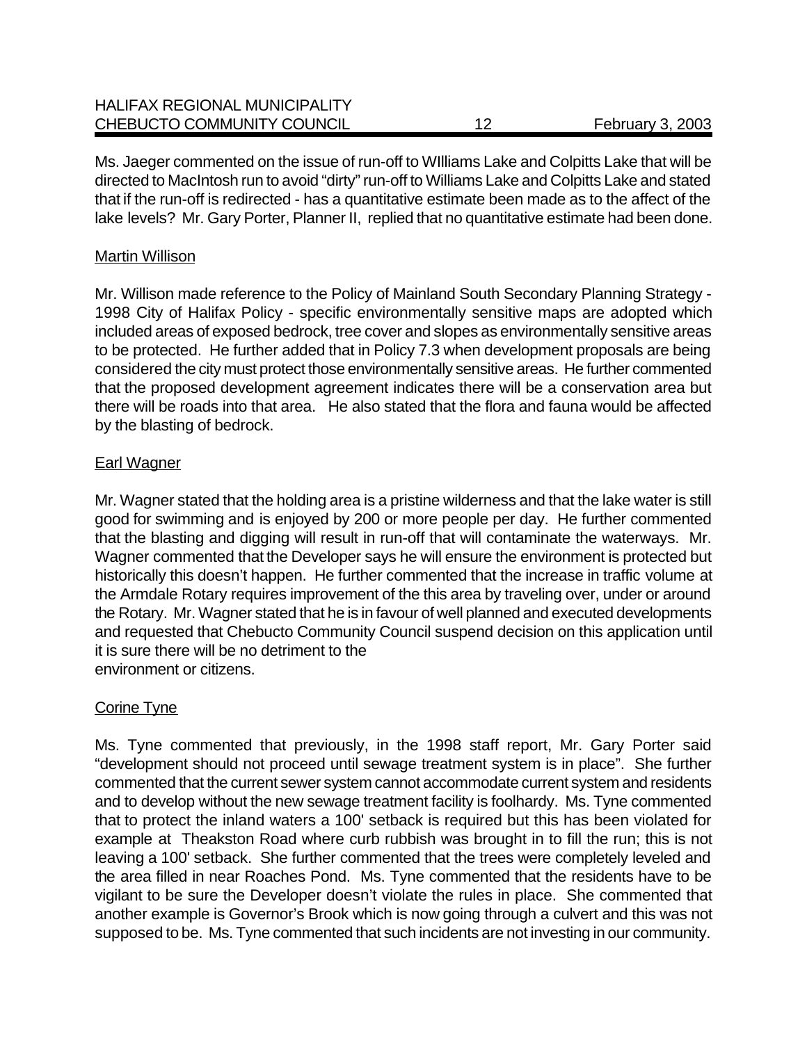Ms. Jaeger commented on the issue of run-off to WIlliams Lake and Colpitts Lake that will be directed to MacIntosh run to avoid "dirty" run-off to Williams Lake and Colpitts Lake and stated that if the run-off is redirected - has a quantitative estimate been made as to the affect of the lake levels? Mr. Gary Porter, Planner II, replied that no quantitative estimate had been done.

Martin Willison

Mr. Willison made reference to the Policy of Mainland South Secondary Planning Strategy - 1998 City of Halifax Policy - specific environmentally sensitive maps are adopted which included areas of exposed bedrock, tree cover and slopes as environmentally sensitive areas to be protected. He further added that in Policy 7.3 when development proposals are being considered the city must protect those environmentally sensitive areas. He further commented that the proposed development agreement indicates there will be a conservation area but there will be roads into that area. He also stated that the flora and fauna would be affected by the blasting of bedrock.

Earl Wagner

Mr. Wagner stated that the holding area is a pristine wilderness and that the lake water is still good for swimming and is enjoyed by 200 or more people per day. He further commented that the blasting and digging will result in run-off that will contaminate the waterways. Mr. Wagner commented that the Developer says he will ensure the environment is protected but historically this doesn't happen. He further commented that the increase in traffic volume at the Armdale Rotary requires improvement of the this area by traveling over, under or around the Rotary. Mr. Wagner stated that he is in favour of well planned and executed developments and requested that Chebucto Community Council suspend decision on this application until it is sure there will be no detriment to the environment or citizens.

Corine Tyne

Ms. Tyne commented that previously, in the 1998 staff report, Mr. Gary Porter said "development should not proceed until sewage treatment system is in place". She further commented that the current sewer system cannot accommodate current system and residents and to develop without the new sewage treatment facility is foolhardy. Ms. Tyne commented that to protect the inland waters a 100' setback is required but this has been violated for example at Theakston Road where curb rubbish was brought in to fill the run; this is not leaving a 100' setback. She further commented that the trees were completely leveled and the area filled in near Roaches Pond. Ms. Tyne commented that the residents have to be vigilant to be sure the Developer doesn't violate the rules in place. She commented that another example is Governor's Brook which is now going through a culvert and this was not supposed to be. Ms. Tyne commented that such incidents are not investing in our community.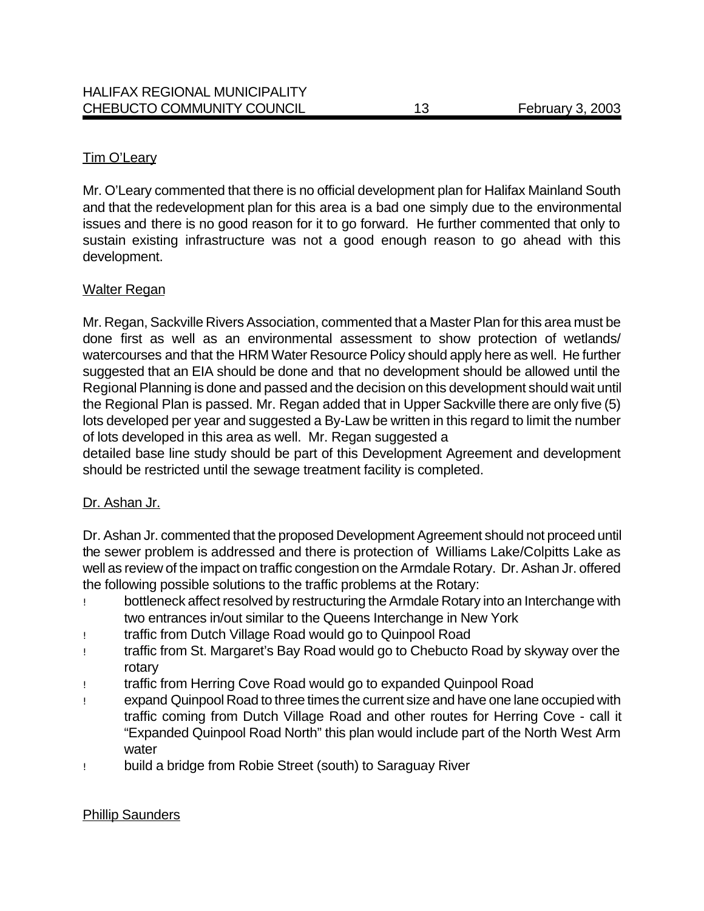Tim O'Leary

Mr. O'Leary commented that there is no official development plan for Halifax Mainland South and that the redevelopment plan for this area is a bad one simply due to the environmental issues and there is no good reason for it to go forward. He further commented that only to sustain existing infrastructure was not a good enough reason to go ahead with this development.

Walter Regan

Mr. Regan, Sackville Rivers Association, commented that a Master Plan for this area must be done first as well as an environmental assessment to show protection of wetlands/ watercourses and that the HRM Water Resource Policy should apply here as well. He further suggested that an EIA should be done and that no development should be allowed until the Regional Planning is done and passed and the decision on this development should wait until the Regional Plan is passed. Mr. Regan added that in Upper Sackville there are only five (5) lots developed per year and suggested a By-Law be written in this regard to limit the number of lots developed in this area as well. Mr. Regan suggested a detailed base line study should be part of this Development Agreement and development should be restricted until the sewage treatment facility is completed.

Dr. Ashan Jr.

Dr. Ashan Jr. commented that the proposed Development Agreement should not proceed until the sewer problem is addressed and there is protection of Williams Lake/Colpitts Lake as well as review of the impact on traffic congestion on the Armdale Rotary. Dr. Ashan Jr. offered the following possible solutions to the traffic problems at the Rotary:

- bottleneck affect resolved by restructuring the Armdale Rotary into an Interchange with two entrances in/out similar to the Queens Interchange in New York
- traffic from Dutch Village Road would go to Quinpool Road
- traffic from St. Margaret's Bay Road would go to Chebucto Road by skyway over the rotary
- traffic from Herring Cove Road would go to expanded Quinpool Road
- expand Quinpool Road to three times the current size and have one lane occupied with traffic coming from Dutch Village Road and other routes for Herring Cove - call it "Expanded Quinpool Road North" this plan would include part of the North West Arm water
- build a bridge from Robie Street (south) to Saraguay River

Phillip Saunders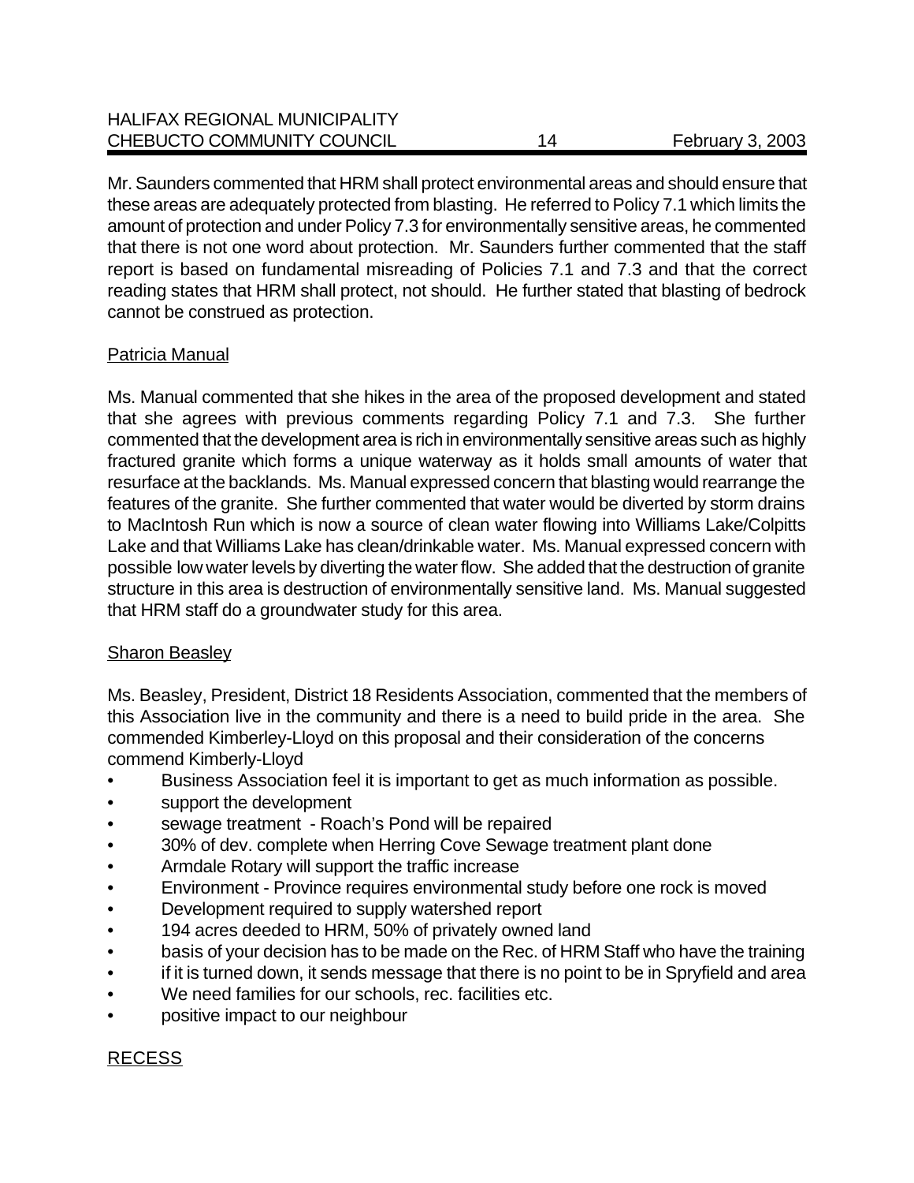Mr. Saunders commented that HRM shall protect environmental areas and should ensure that these areas are adequately protected from blasting. He referred to Policy 7.1 which limits the amount of protection and under Policy 7.3 for environmentally sensitive areas, he commented that there is not one word about protection. Mr. Saunders further commented that the staff report is based on fundamental misreading of Policies 7.1 and 7.3 and that the correct reading states that HRM shall protect, not should. He further stated that blasting of bedrock cannot be construed as protection.

Patricia Manual

Ms. Manual commented that she hikes in the area of the proposed development and stated that she agrees with previous comments regarding Policy 7.1 and 7.3. She further commented that the development area is rich in environmentally sensitive areas such as highly fractured granite which forms a unique waterway as it holds small amounts of water that resurface at the backlands. Ms. Manual expressed concern that blasting would rearrange the features of the granite. She further commented that water would be diverted by storm drains to MacIntosh Run which is now a source of clean water flowing into Williams Lake/Colpitts Lake and that Williams Lake has clean/drinkable water. Ms. Manual expressed concern with possible low water levels by diverting the water flow. She added that the destruction of granite structure in this area is destruction of environmentally sensitive land. Ms. Manual suggested that HRM staff do a groundwater study for this area.

Sharon Beasley

Ms. Beasley, President, District 18 Residents Association, commented that the members of this Association live in the community and there is a need to build pride in the area. She commended Kimberley-Lloyd on this proposal and their consideration of the concerns commend Kimberly-Lloyd

- Business Association feel it is important to get as much information as possible.
- support the development
- sewage treatment - Roach's Pond will be repaired
- 30% of dev. complete when Herring Cove Sewage treatment plant done
- Armdale Rotary will support the traffic increase
- Environment - Province requires environmental study before one rock is moved
- Development required to supply watershed report
- 194 acres deeded to HRM, 50% of privately owned land
- basis of your decision has to be made on the Rec. of HRM Staff who have the training
- if it is turned down, it sends message that there is no point to be in Spryfield and area
- We need families for our schools, rec. facilities etc.
- positive impact to our neighbour

RECESS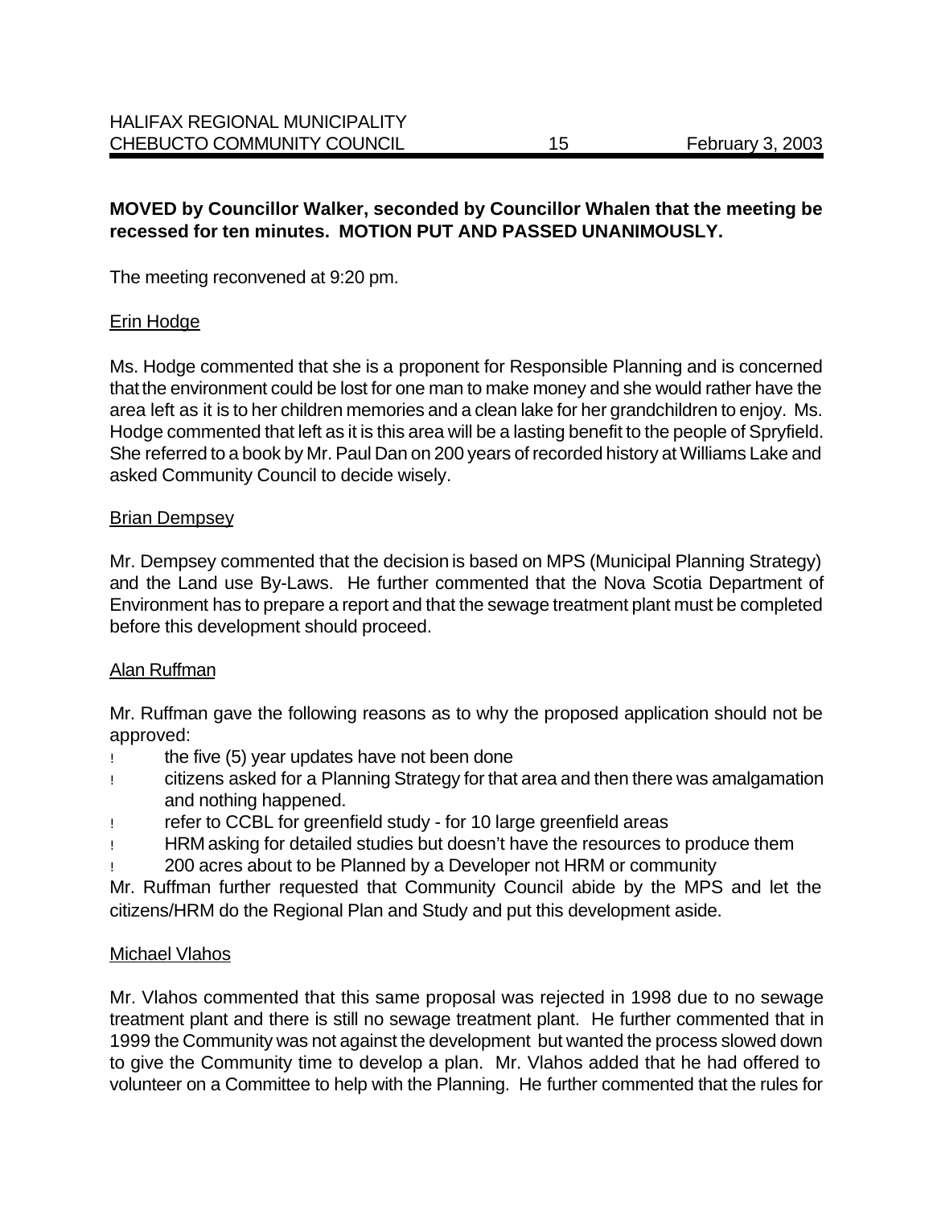**MOVED by Councillor Walker, seconded by Councillor Whalen that the meeting be recessed for ten minutes. MOTION PUT AND PASSED UNANIMOUSLY.**

The meeting reconvened at 9:20 pm.

Erin Hodge

Ms. Hodge commented that she is a proponent for Responsible Planning and is concerned that the environment could be lost for one man to make money and she would rather have the area left as it is to her children memories and a clean lake for her grandchildren to enjoy. Ms. Hodge commented that left as it is this area will be a lasting benefit to the people of Spryfield. She referred to a book by Mr. Paul Dan on 200 years of recorded history at Williams Lake and asked Community Council to decide wisely.

Brian Dempsey

Mr. Dempsey commented that the decision is based on MPS (Municipal Planning Strategy) and the Land use By-Laws. He further commented that the Nova Scotia Department of Environment has to prepare a report and that the sewage treatment plant must be completed before this development should proceed.

Alan Ruffman

Mr. Ruffman gave the following reasons as to why the proposed application should not be approved:

- the five (5) year updates have not been done
- citizens asked for a Planning Strategy for that area and then there was amalgamation and nothing happened.
- refer to CCBL for greenfield study - for 10 large greenfield areas
- HRM asking for detailed studies but doesn't have the resources to produce them
- 200 acres about to be Planned by a Developer not HRM or community

Mr. Ruffman further requested that Community Council abide by the MPS and let the citizens/HRM do the Regional Plan and Study and put this development aside.

Michael Vlahos

Mr. Vlahos commented that this same proposal was rejected in 1998 due to no sewage treatment plant and there is still no sewage treatment plant. He further commented that in 1999 the Community was not against the development but wanted the process slowed down to give the Community time to develop a plan. Mr. Vlahos added that he had offered to volunteer on a Committee to help with the Planning. He further commented that the rules for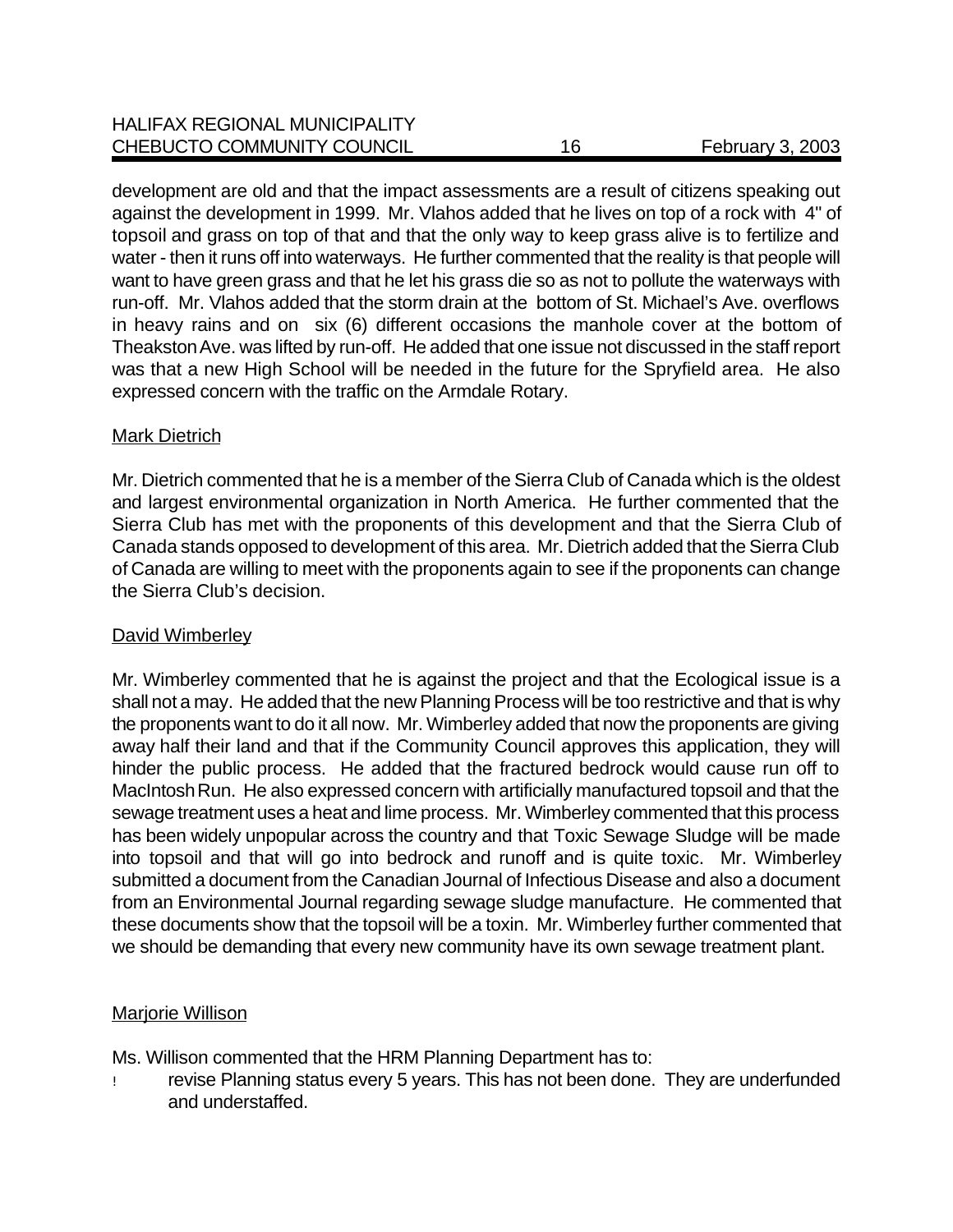development are old and that the impact assessments are a result of citizens speaking out against the development in 1999. Mr. Vlahos added that he lives on top of a rock with 4" of topsoil and grass on top of that and that the only way to keep grass alive is to fertilize and water - then it runs off into waterways. He further commented that the reality is that people will want to have green grass and that he let his grass die so as not to pollute the waterways with run-off. Mr. Vlahos added that the storm drain at the bottom of St. Michael's Ave. overflows in heavy rains and on six (6) different occasions the manhole cover at the bottom of Theakston Ave. was lifted by run-off. He added that one issue not discussed in the staff report was that a new High School will be needed in the future for the Spryfield area. He also expressed concern with the traffic on the Armdale Rotary.

Mark Dietrich

Mr. Dietrich commented that he is a member of the Sierra Club of Canada which is the oldest and largest environmental organization in North America. He further commented that the Sierra Club has met with the proponents of this development and that the Sierra Club of Canada stands opposed to development of this area. Mr. Dietrich added that the Sierra Club of Canada are willing to meet with the proponents again to see if the proponents can change the Sierra Club's decision.

David Wimberley

Mr. Wimberley commented that he is against the project and that the Ecological issue is a shall not a may. He added that the new Planning Process will be too restrictive and that is why the proponents want to do it all now. Mr. Wimberley added that now the proponents are giving away half their land and that if the Community Council approves this application, they will hinder the public process. He added that the fractured bedrock would cause run off to MacIntosh Run. He also expressed concern with artificially manufactured topsoil and that the sewage treatment uses a heat and lime process. Mr. Wimberley commented that this process has been widely unpopular across the country and that Toxic Sewage Sludge will be made into topsoil and that will go into bedrock and runoff and is quite toxic. Mr. Wimberley submitted a document from the Canadian Journal of Infectious Disease and also a document from an Environmental Journal regarding sewage sludge manufacture. He commented that these documents show that the topsoil will be a toxin. Mr. Wimberley further commented that we should be demanding that every new community have its own sewage treatment plant.

Marjorie Willison

Ms. Willison commented that the HRM Planning Department has to:

- revise Planning status every 5 years. This has not been done. They are underfunded and understaffed.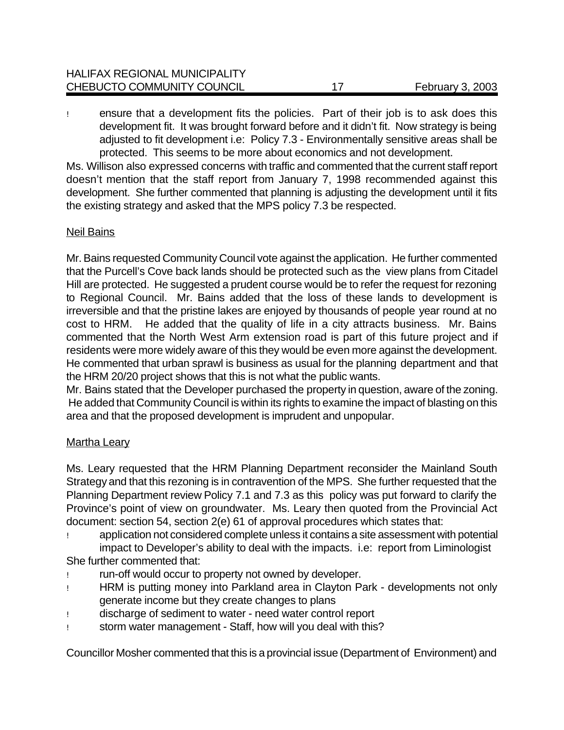- ensure that a development fits the policies. Part of their job is to ask does this development fit. It was brought forward before and it didn't fit. Now strategy is being adjusted to fit development i.e: Policy 7.3 - Environmentally sensitive areas shall be protected. This seems to be more about economics and not development.

Ms. Willison also expressed concerns with traffic and commented that the current staff report doesn't mention that the staff report from January 7, 1998 recommended against this development. She further commented that planning is adjusting the development until it fits the existing strategy and asked that the MPS policy 7.3 be respected.

<u>Neil Bains</u>

Mr. Bains requested Community Council vote against the application. He further commented that the Purcell's Cove back lands should be protected such as the view plans from Citadel Hill are protected. He suggested a prudent course would be to refer the request for rezoning to Regional Council. Mr. Bains added that the loss of these lands to development is irreversible and that the pristine lakes are enjoyed by thousands of people year round at no cost to HRM. He added that the quality of life in a city attracts business. Mr. Bains commented that the North West Arm extension road is part of this future project and if residents were more widely aware of this they would be even more against the development. He commented that urban sprawl is business as usual for the planning department and that the HRM 20/20 project shows that this is not what the public wants.

Mr. Bains stated that the Developer purchased the property in question, aware of the zoning. He added that Community Council is within its rights to examine the impact of blasting on this area and that the proposed development is imprudent and unpopular.

<u>Martha Leary</u>

Ms. Leary requested that the HRM Planning Department reconsider the Mainland South Strategy and that this rezoning is in contravention of the MPS. She further requested that the Planning Department review Policy 7.1 and 7.3 as this policy was put forward to clarify the Province's point of view on groundwater. Ms. Leary then quoted from the Provincial Act document: section 54, section 2(e) 61 of approval procedures which states that:

- application not considered complete unless it contains a site assessment with potential impact to Developer's ability to deal with the impacts. i.e: report from Liminologist

She further commented that:

- run-off would occur to property not owned by developer.
- HRM is putting money into Parkland area in Clayton Park - developments not only generate income but they create changes to plans
- discharge of sediment to water - need water control report
- storm water management - Staff, how will you deal with this?

Councillor Mosher commented that this is a provincial issue (Department of Environment) and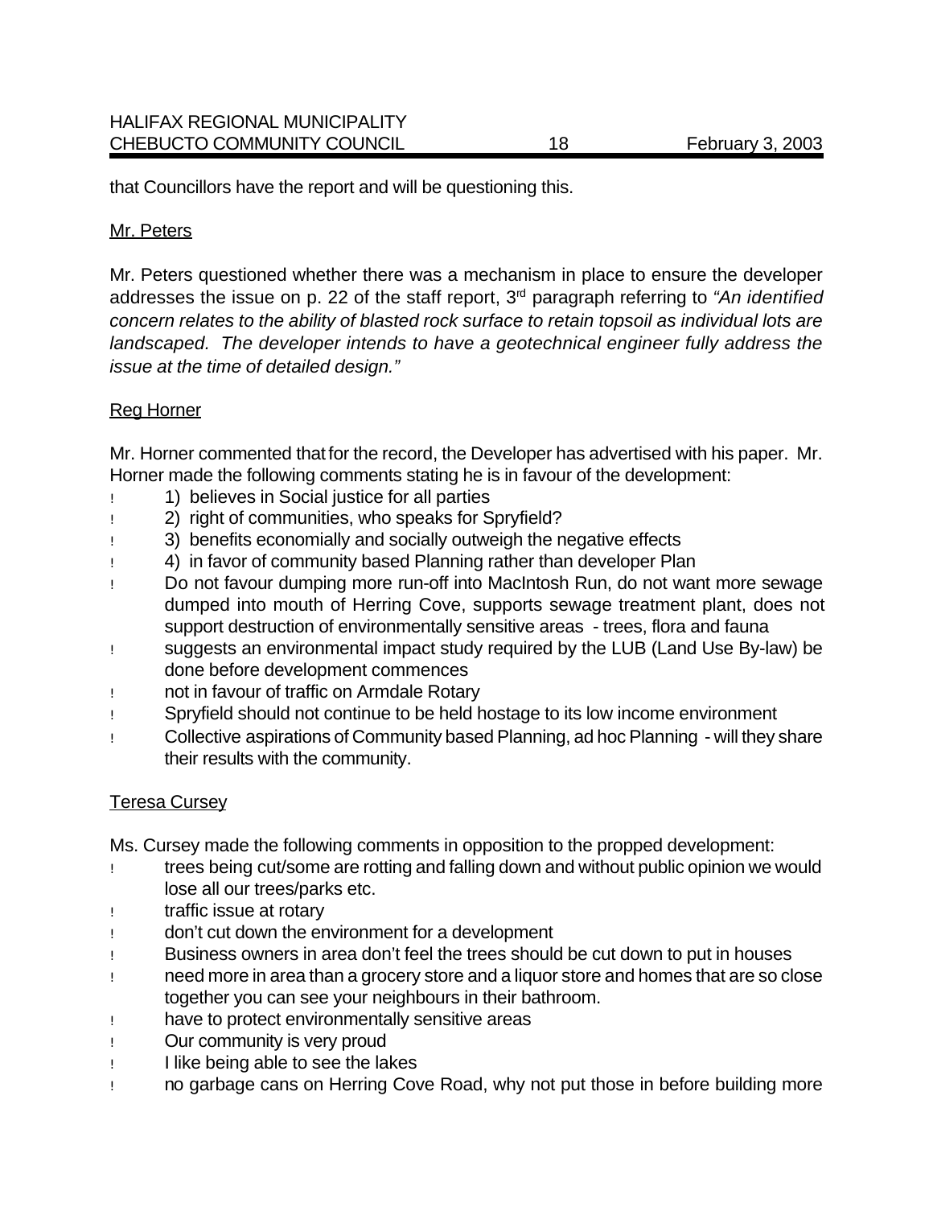that Councillors have the report and will be questioning this.

Mr. Peters

Mr. Peters questioned whether there was a mechanism in place to ensure the developer addresses the issue on p. 22 of the staff report, 3rd paragraph referring to *"An identified concern relates to the ability of blasted rock surface to retain topsoil as individual lots are landscaped. The developer intends to have a geotechnical engineer fully address the issue at the time of detailed design."*

Reg Horner

Mr. Horner commented that for the record, the Developer has advertised with his paper. Mr. Horner made the following comments stating he is in favour of the development:

- 1) believes in Social justice for all parties
- 2) right of communities, who speaks for Spryfield?
- 3) benefits economially and socially outweigh the negative effects
- 4) in favor of community based Planning rather than developer Plan
- Do not favour dumping more run-off into MacIntosh Run, do not want more sewage dumped into mouth of Herring Cove, supports sewage treatment plant, does not support destruction of environmentally sensitive areas - trees, flora and fauna
- suggests an environmental impact study required by the LUB (Land Use By-law) be done before development commences
- not in favour of traffic on Armdale Rotary
- Spryfield should not continue to be held hostage to its low income environment
- Collective aspirations of Community based Planning, ad hoc Planning - will they share their results with the community.

Teresa Cursey

Ms. Cursey made the following comments in opposition to the propped development:

- trees being cut/some are rotting and falling down and without public opinion we would lose all our trees/parks etc.
- traffic issue at rotary
- don't cut down the environment for a development
- Business owners in area don't feel the trees should be cut down to put in houses
- need more in area than a grocery store and a liquor store and homes that are so close together you can see your neighbours in their bathroom.
- have to protect environmentally sensitive areas
- Our community is very proud
- I like being able to see the lakes
- no garbage cans on Herring Cove Road, why not put those in before building more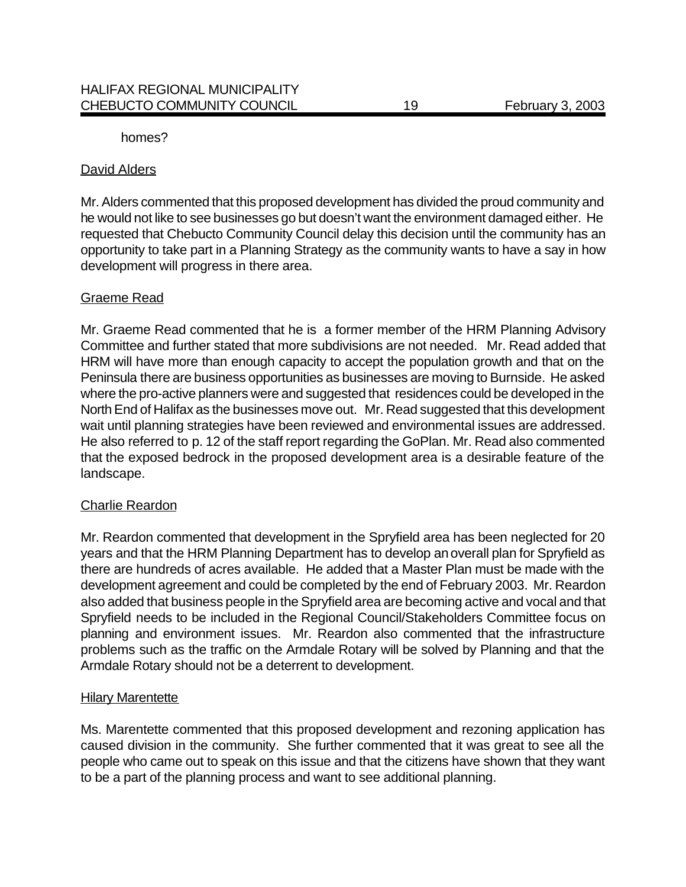homes?

David Alders

Mr. Alders commented that this proposed development has divided the proud community and he would not like to see businesses go but doesn't want the environment damaged either. He requested that Chebucto Community Council delay this decision until the community has an opportunity to take part in a Planning Strategy as the community wants to have a say in how development will progress in there area.

Graeme Read

Mr. Graeme Read commented that he is a former member of the HRM Planning Advisory Committee and further stated that more subdivisions are not needed. Mr. Read added that HRM will have more than enough capacity to accept the population growth and that on the Peninsula there are business opportunities as businesses are moving to Burnside. He asked where the pro-active planners were and suggested that residences could be developed in the North End of Halifax as the businesses move out. Mr. Read suggested that this development wait until planning strategies have been reviewed and environmental issues are addressed. He also referred to p. 12 of the staff report regarding the GoPlan. Mr. Read also commented that the exposed bedrock in the proposed development area is a desirable feature of the landscape.

Charlie Reardon

Mr. Reardon commented that development in the Spryfield area has been neglected for 20 years and that the HRM Planning Department has to develop an overall plan for Spryfield as there are hundreds of acres available. He added that a Master Plan must be made with the development agreement and could be completed by the end of February 2003. Mr. Reardon also added that business people in the Spryfield area are becoming active and vocal and that Spryfield needs to be included in the Regional Council/Stakeholders Committee focus on planning and environment issues. Mr. Reardon also commented that the infrastructure problems such as the traffic on the Armdale Rotary will be solved by Planning and that the Armdale Rotary should not be a deterrent to development.

Hilary Marentette

Ms. Marentette commented that this proposed development and rezoning application has caused division in the community. She further commented that it was great to see all the people who came out to speak on this issue and that the citizens have shown that they want to be a part of the planning process and want to see additional planning.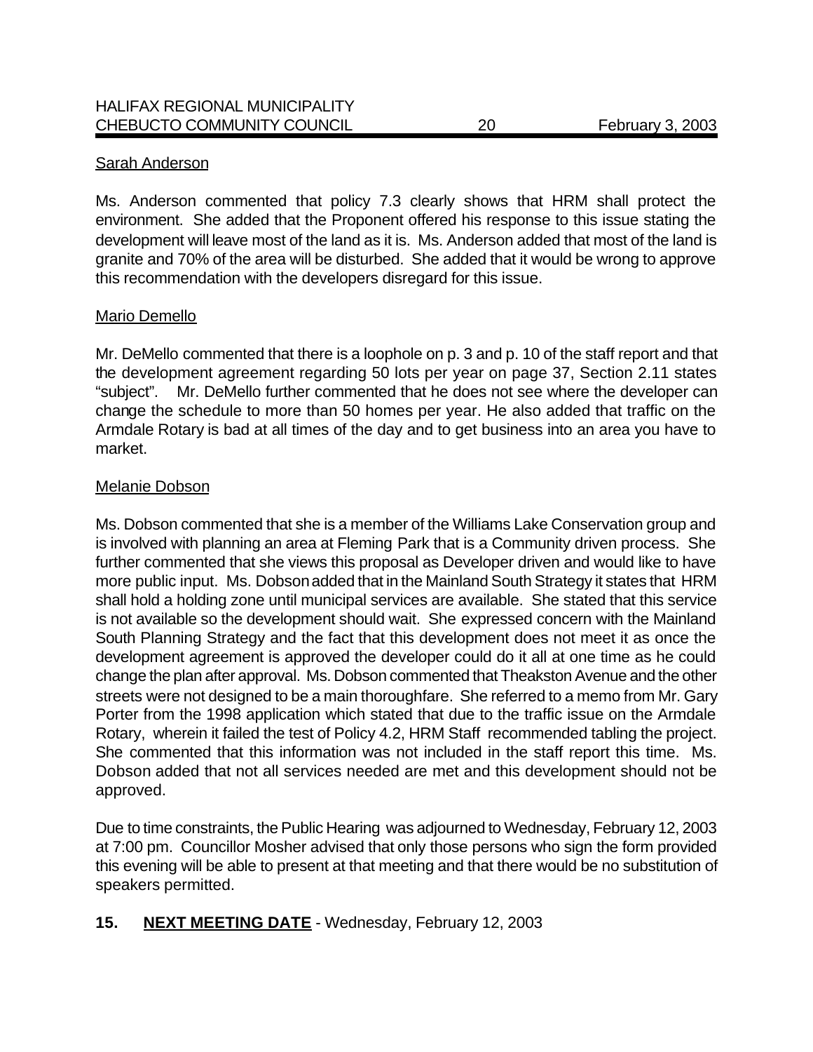<u>Sarah Anderson</u>

Ms. Anderson commented that policy 7.3 clearly shows that HRM shall protect the environment. She added that the Proponent offered his response to this issue stating the development will leave most of the land as it is. Ms. Anderson added that most of the land is granite and 70% of the area will be disturbed. She added that it would be wrong to approve this recommendation with the developers disregard for this issue.

<u>Mario Demello</u>

Mr. DeMello commented that there is a loophole on p. 3 and p. 10 of the staff report and that the development agreement regarding 50 lots per year on page 37, Section 2.11 states "subject". Mr. DeMello further commented that he does not see where the developer can change the schedule to more than 50 homes per year. He also added that traffic on the Armdale Rotary is bad at all times of the day and to get business into an area you have to market.

<u>Melanie Dobson</u>

Ms. Dobson commented that she is a member of the Williams Lake Conservation group and is involved with planning an area at Fleming Park that is a Community driven process. She further commented that she views this proposal as Developer driven and would like to have more public input. Ms. Dobson added that in the Mainland South Strategy it states that HRM shall hold a holding zone until municipal services are available. She stated that this service is not available so the development should wait. She expressed concern with the Mainland South Planning Strategy and the fact that this development does not meet it as once the development agreement is approved the developer could do it all at one time as he could change the plan after approval. Ms. Dobson commented that Theakston Avenue and the other streets were not designed to be a main thoroughfare. She referred to a memo from Mr. Gary Porter from the 1998 application which stated that due to the traffic issue on the Armdale Rotary, wherein it failed the test of Policy 4.2, HRM Staff recommended tabling the project. She commented that this information was not included in the staff report this time. Ms. Dobson added that not all services needed are met and this development should not be approved.

Due to time constraints, the Public Hearing was adjourned to Wednesday, February 12, 2003 at 7:00 pm. Councillor Mosher advised that only those persons who sign the form provided this evening will be able to present at that meeting and that there would be no substitution of speakers permitted.

## 15. <u>NEXT MEETING DATE</u> - Wednesday, February 12, 2003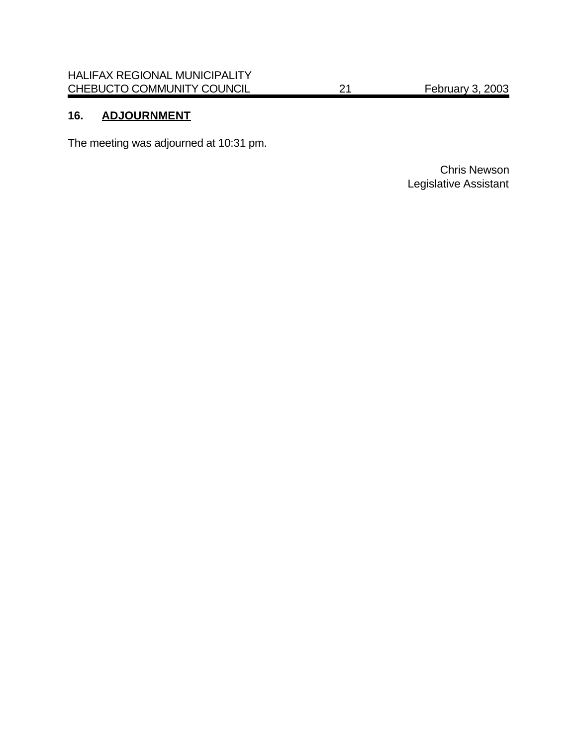## 16. ADJOURNMENT

The meeting was adjourned at 10:31 pm.

Chris Newson
Legislative Assistant